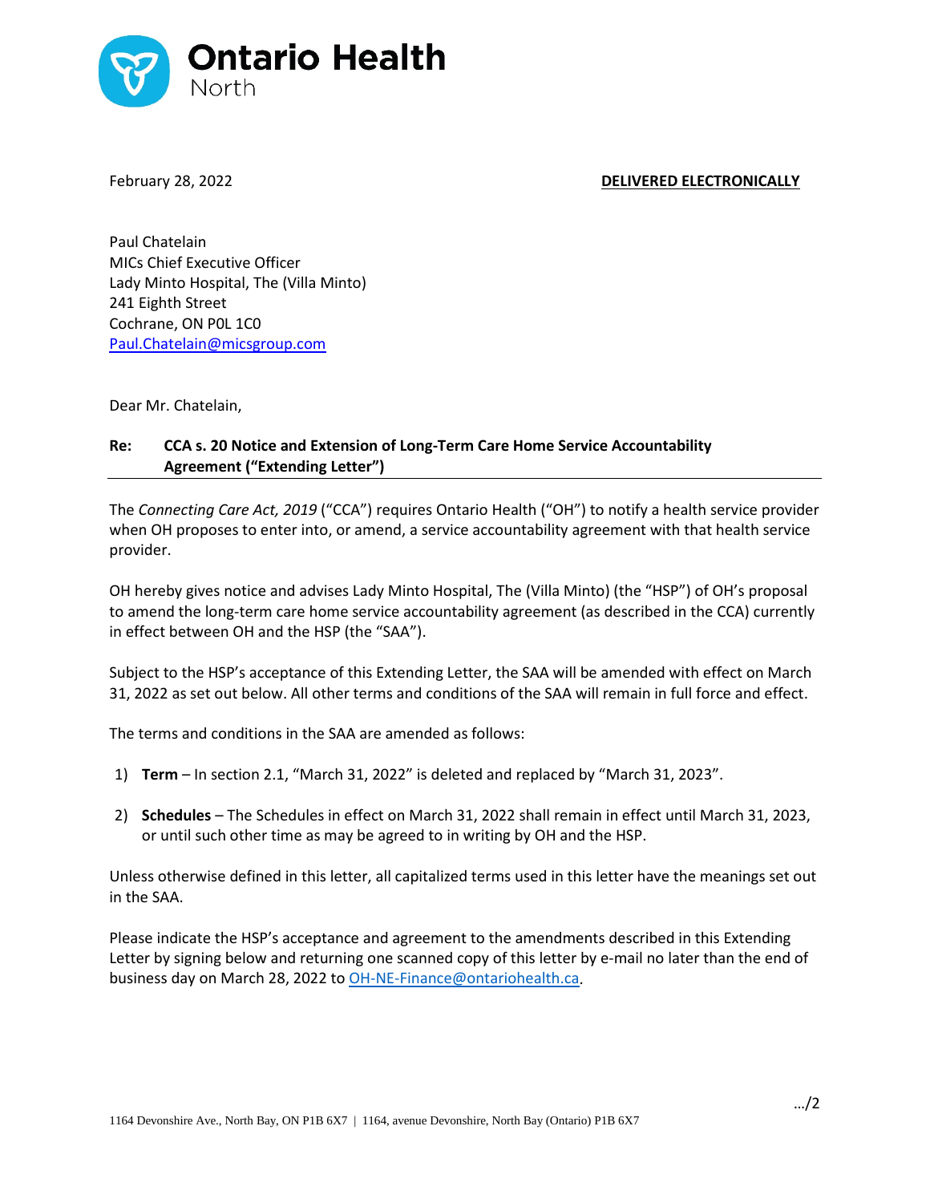**Ontario Health**
North

February 28, 2022 **DELIVERED ELECTRONICALLY**

Paul Chatelain
MICs Chief Executive Officer
Lady Minto Hospital, The (Villa Minto)
241 Eighth Street
Cochrane, ON P0L 1C0
Paul.Chatelain@micsgroup.com

Dear Mr. Chatelain,

**Re: CCA s. 20 Notice and Extension of Long-Term Care Home Service Accountability Agreement ("Extending Letter")**

The *Connecting Care Act, 2019* ("CCA") requires Ontario Health ("OH") to notify a health service provider when OH proposes to enter into, or amend, a service accountability agreement with that health service provider.

OH hereby gives notice and advises Lady Minto Hospital, The (Villa Minto) (the "HSP") of OH's proposal to amend the long-term care home service accountability agreement (as described in the CCA) currently in effect between OH and the HSP (the "SAA").

Subject to the HSP's acceptance of this Extending Letter, the SAA will be amended with effect on March 31, 2022 as set out below. All other terms and conditions of the SAA will remain in full force and effect.

The terms and conditions in the SAA are amended as follows:

1) **Term** – In section 2.1, "March 31, 2022" is deleted and replaced by "March 31, 2023".

2) **Schedules** – The Schedules in effect on March 31, 2022 shall remain in effect until March 31, 2023, or until such other time as may be agreed to in writing by OH and the HSP.

Unless otherwise defined in this letter, all capitalized terms used in this letter have the meanings set out in the SAA.

Please indicate the HSP's acceptance and agreement to the amendments described in this Extending Letter by signing below and returning one scanned copy of this letter by e-mail no later than the end of business day on March 28, 2022 to OH-NE-Finance@ontariohealth.ca.

…/2

1164 Devonshire Ave., North Bay, ON P1B 6X7 | 1164, avenue Devonshire, North Bay (Ontario) P1B 6X7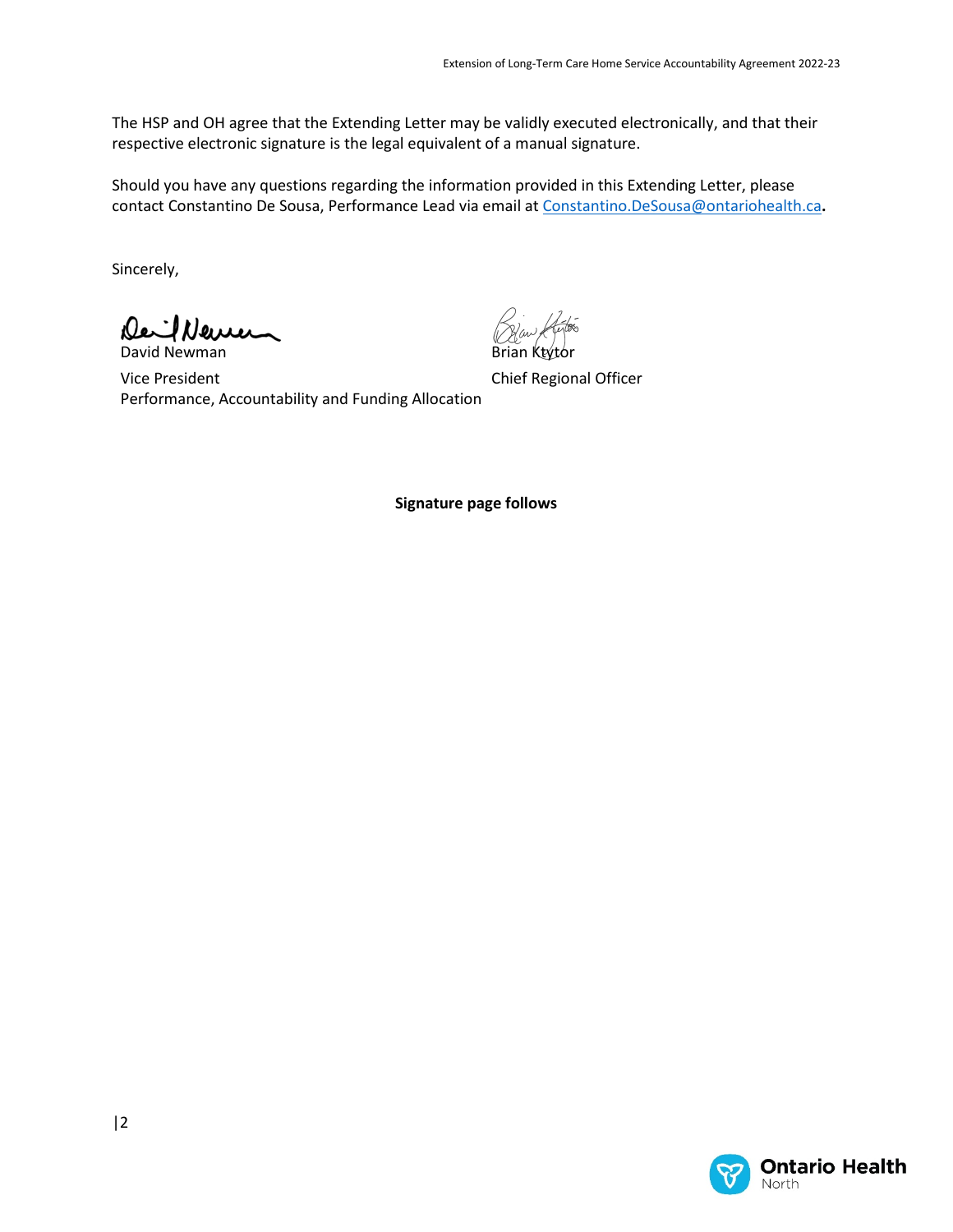The HSP and OH agree that the Extending Letter may be validly executed electronically, and that their respective electronic signature is the legal equivalent of a manual signature.

Should you have any questions regarding the information provided in this Extending Letter, please contact Constantino De Sousa, Performance Lead via email at [Constantino.DeSousa@ontariohealth.ca](mailto:Constantino.DeSousa@ontariohealth.ca).

Sincerely,

David Newman
Vice President
Performance, Accountability and Funding Allocation

Brian Ktytor
Chief Regional Officer

**Signature page follows**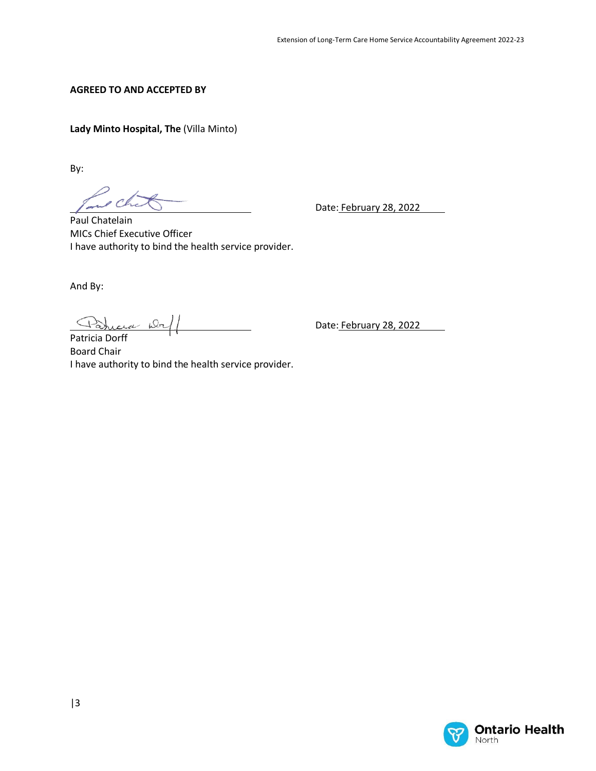**AGREED TO AND ACCEPTED BY**

**Lady Minto Hospital, The** (Villa Minto)

By:

\_\_\_\_\_\_\_\_\_\_\_\_\_\_\_\_\_\_\_\_\_\_\_\_\_\_\_\_ Date: February 28, 2022

Paul Chatelain
MICs Chief Executive Officer
I have authority to bind the health service provider.

And By:

\_\_\_\_\_\_\_\_\_\_\_\_\_\_\_\_\_\_\_\_\_\_\_\_\_\_\_\_ Date: February 28, 2022

Patricia Dorff
Board Chair
I have authority to bind the health service provider.